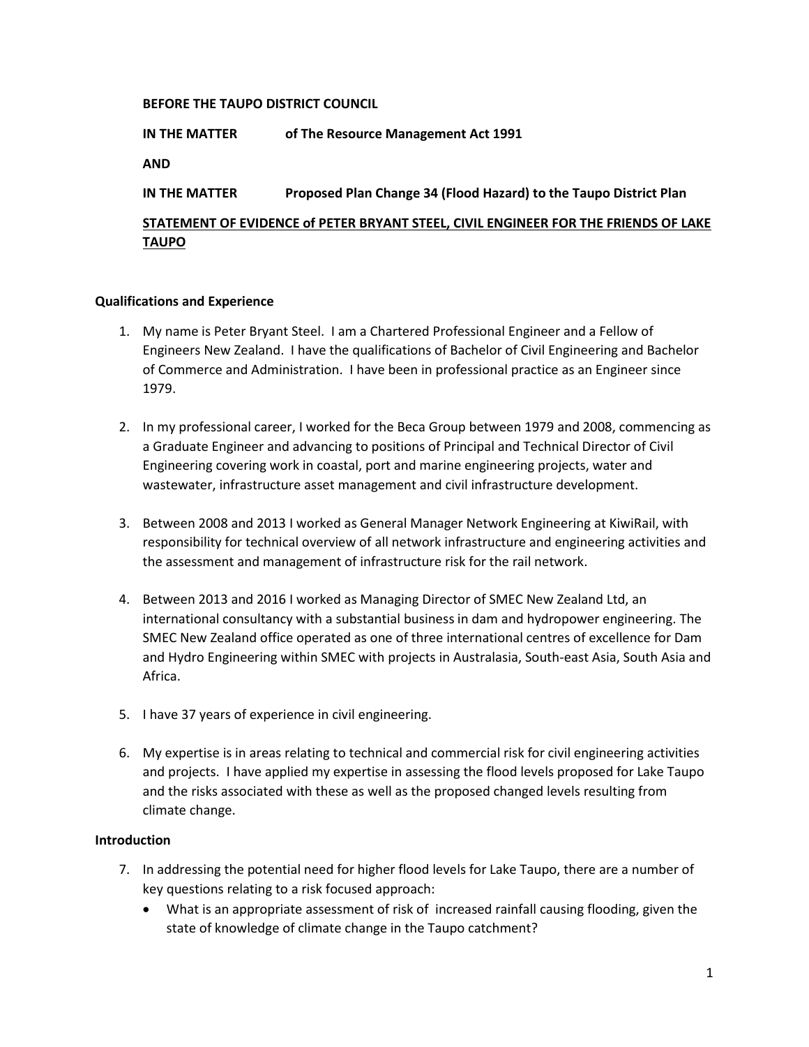**BEFORE THE TAUPO DISTRICT COUNCIL**

**IN THE MATTER** **of The Resource Management Act 1991**

**AND**

**IN THE MATTER** **Proposed Plan Change 34 (Flood Hazard) to the Taupo District Plan**

**STATEMENT OF EVIDENCE of PETER BRYANT STEEL, CIVIL ENGINEER FOR THE FRIENDS OF LAKE TAUPO**

## Qualifications and Experience

1. My name is Peter Bryant Steel. I am a Chartered Professional Engineer and a Fellow of Engineers New Zealand. I have the qualifications of Bachelor of Civil Engineering and Bachelor of Commerce and Administration. I have been in professional practice as an Engineer since 1979.

2. In my professional career, I worked for the Beca Group between 1979 and 2008, commencing as a Graduate Engineer and advancing to positions of Principal and Technical Director of Civil Engineering covering work in coastal, port and marine engineering projects, water and wastewater, infrastructure asset management and civil infrastructure development.

3. Between 2008 and 2013 I worked as General Manager Network Engineering at KiwiRail, with responsibility for technical overview of all network infrastructure and engineering activities and the assessment and management of infrastructure risk for the rail network.

4. Between 2013 and 2016 I worked as Managing Director of SMEC New Zealand Ltd, an international consultancy with a substantial business in dam and hydropower engineering. The SMEC New Zealand office operated as one of three international centres of excellence for Dam and Hydro Engineering within SMEC with projects in Australasia, South-east Asia, South Asia and Africa.

5. I have 37 years of experience in civil engineering.

6. My expertise is in areas relating to technical and commercial risk for civil engineering activities and projects. I have applied my expertise in assessing the flood levels proposed for Lake Taupo and the risks associated with these as well as the proposed changed levels resulting from climate change.

## Introduction

7. In addressing the potential need for higher flood levels for Lake Taupo, there are a number of key questions relating to a risk focused approach:
   - What is an appropriate assessment of risk of increased rainfall causing flooding, given the state of knowledge of climate change in the Taupo catchment?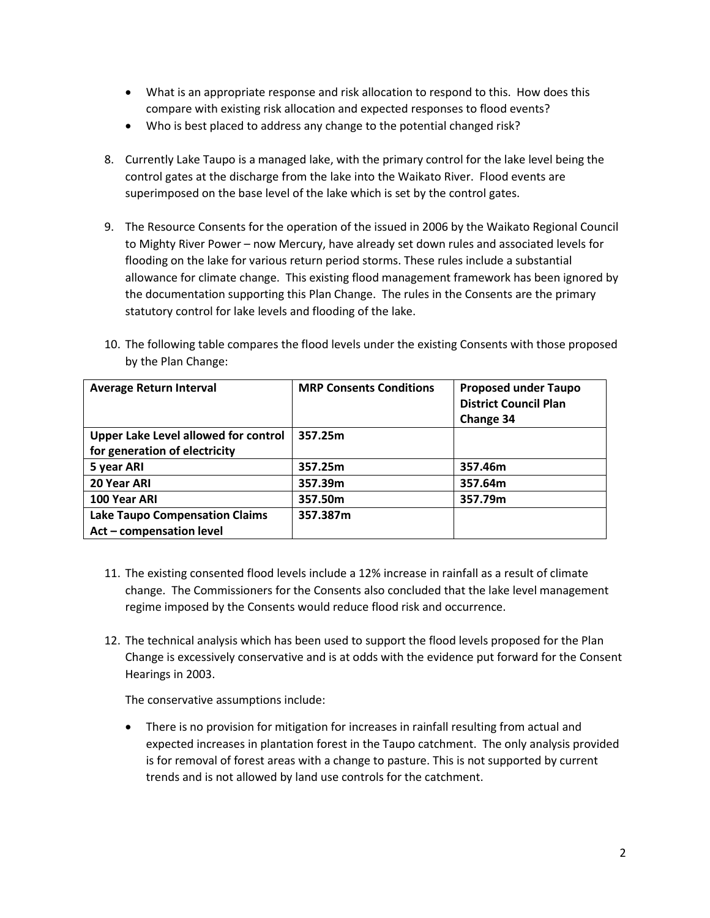- What is an appropriate response and risk allocation to respond to this. How does this compare with existing risk allocation and expected responses to flood events?
- Who is best placed to address any change to the potential changed risk?

8. Currently Lake Taupo is a managed lake, with the primary control for the lake level being the control gates at the discharge from the lake into the Waikato River. Flood events are superimposed on the base level of the lake which is set by the control gates.

9. The Resource Consents for the operation of the issued in 2006 by the Waikato Regional Council to Mighty River Power – now Mercury, have already set down rules and associated levels for flooding on the lake for various return period storms. These rules include a substantial allowance for climate change. This existing flood management framework has been ignored by the documentation supporting this Plan Change. The rules in the Consents are the primary statutory control for lake levels and flooding of the lake.

10. The following table compares the flood levels under the existing Consents with those proposed by the Plan Change:

| **Average Return Interval** | **MRP Consents Conditions** | **Proposed under Taupo District Council Plan Change 34** |
|---|---|---|
| **Upper Lake Level allowed for control for generation of electricity** | 357.25m | |
| **5 year ARI** | 357.25m | 357.46m |
| **20 Year ARI** | 357.39m | 357.64m |
| **100 Year ARI** | 357.50m | 357.79m |
| **Lake Taupo Compensation Claims Act – compensation level** | 357.387m | |

11. The existing consented flood levels include a 12% increase in rainfall as a result of climate change. The Commissioners for the Consents also concluded that the lake level management regime imposed by the Consents would reduce flood risk and occurrence.

12. The technical analysis which has been used to support the flood levels proposed for the Plan Change is excessively conservative and is at odds with the evidence put forward for the Consent Hearings in 2003.

    The conservative assumptions include:

    - There is no provision for mitigation for increases in rainfall resulting from actual and expected increases in plantation forest in the Taupo catchment. The only analysis provided is for removal of forest areas with a change to pasture. This is not supported by current trends and is not allowed by land use controls for the catchment.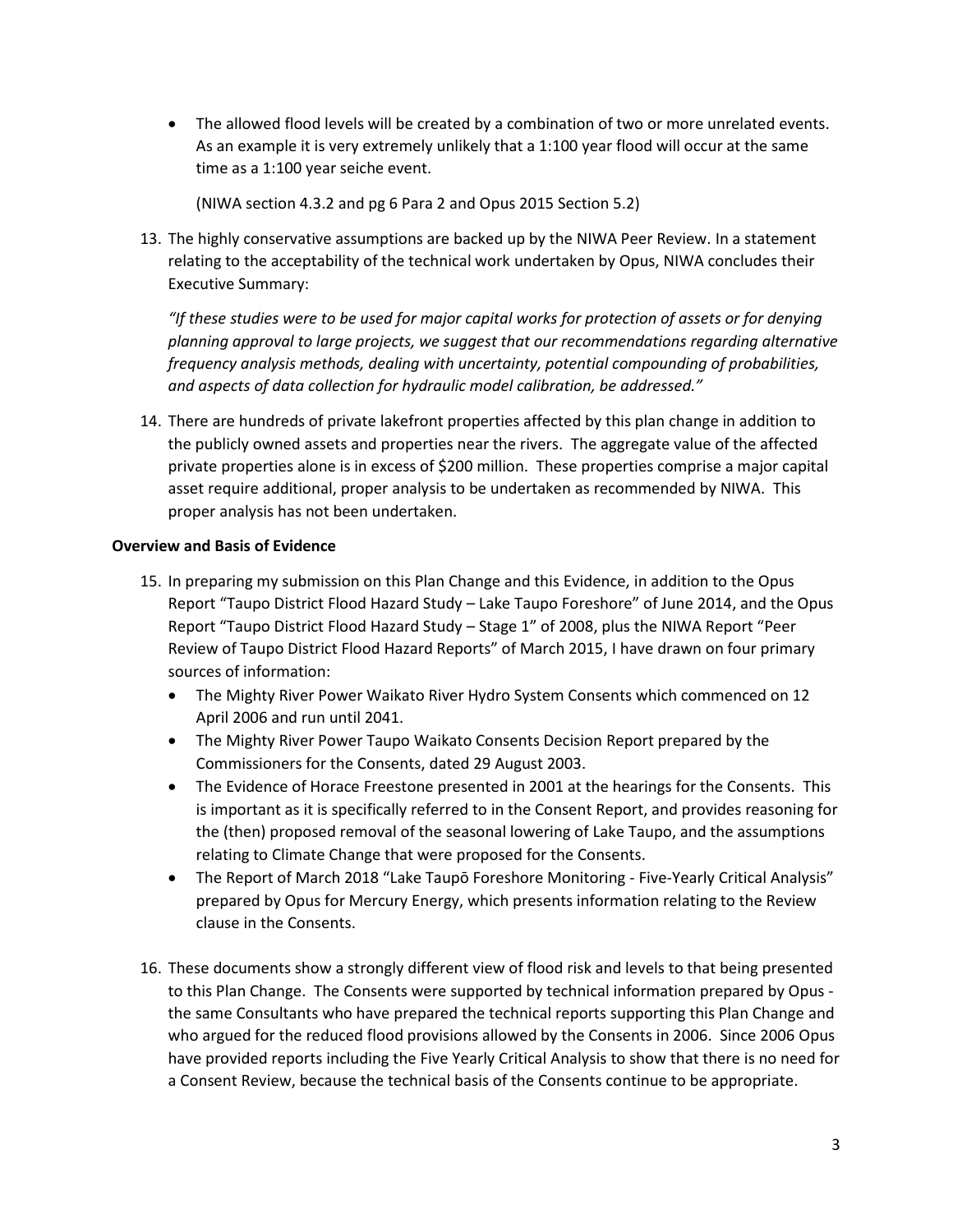- The allowed flood levels will be created by a combination of two or more unrelated events. As an example it is very extremely unlikely that a 1:100 year flood will occur at the same time as a 1:100 year seiche event.

  (NIWA section 4.3.2 and pg 6 Para 2 and Opus 2015 Section 5.2)

13. The highly conservative assumptions are backed up by the NIWA Peer Review. In a statement relating to the acceptability of the technical work undertaken by Opus, NIWA concludes their Executive Summary:

    *"If these studies were to be used for major capital works for protection of assets or for denying planning approval to large projects, we suggest that our recommendations regarding alternative frequency analysis methods, dealing with uncertainty, potential compounding of probabilities, and aspects of data collection for hydraulic model calibration, be addressed."*

14. There are hundreds of private lakefront properties affected by this plan change in addition to the publicly owned assets and properties near the rivers. The aggregate value of the affected private properties alone is in excess of $200 million. These properties comprise a major capital asset require additional, proper analysis to be undertaken as recommended by NIWA. This proper analysis has not been undertaken.

**Overview and Basis of Evidence**

15. In preparing my submission on this Plan Change and this Evidence, in addition to the Opus Report "Taupo District Flood Hazard Study – Lake Taupo Foreshore" of June 2014, and the Opus Report "Taupo District Flood Hazard Study – Stage 1" of 2008, plus the NIWA Report "Peer Review of Taupo District Flood Hazard Reports" of March 2015, I have drawn on four primary sources of information:
    - The Mighty River Power Waikato River Hydro System Consents which commenced on 12 April 2006 and run until 2041.
    - The Mighty River Power Taupo Waikato Consents Decision Report prepared by the Commissioners for the Consents, dated 29 August 2003.
    - The Evidence of Horace Freestone presented in 2001 at the hearings for the Consents. This is important as it is specifically referred to in the Consent Report, and provides reasoning for the (then) proposed removal of the seasonal lowering of Lake Taupo, and the assumptions relating to Climate Change that were proposed for the Consents.
    - The Report of March 2018 "Lake Taupō Foreshore Monitoring - Five-Yearly Critical Analysis" prepared by Opus for Mercury Energy, which presents information relating to the Review clause in the Consents.

16. These documents show a strongly different view of flood risk and levels to that being presented to this Plan Change. The Consents were supported by technical information prepared by Opus - the same Consultants who have prepared the technical reports supporting this Plan Change and who argued for the reduced flood provisions allowed by the Consents in 2006. Since 2006 Opus have provided reports including the Five Yearly Critical Analysis to show that there is no need for a Consent Review, because the technical basis of the Consents continue to be appropriate.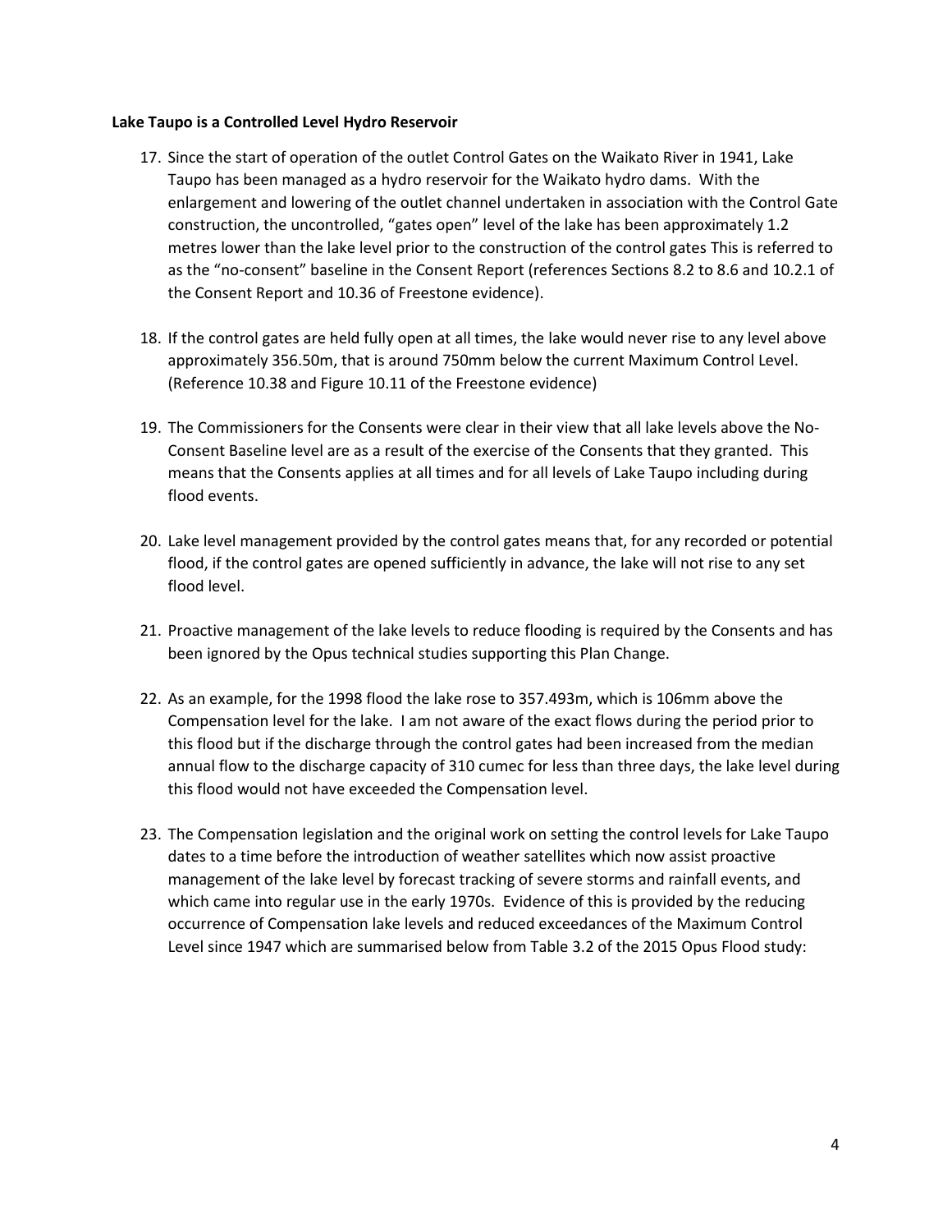**Lake Taupo is a Controlled Level Hydro Reservoir**

17. Since the start of operation of the outlet Control Gates on the Waikato River in 1941, Lake Taupo has been managed as a hydro reservoir for the Waikato hydro dams. With the enlargement and lowering of the outlet channel undertaken in association with the Control Gate construction, the uncontrolled, "gates open" level of the lake has been approximately 1.2 metres lower than the lake level prior to the construction of the control gates This is referred to as the "no-consent" baseline in the Consent Report (references Sections 8.2 to 8.6 and 10.2.1 of the Consent Report and 10.36 of Freestone evidence).

18. If the control gates are held fully open at all times, the lake would never rise to any level above approximately 356.50m, that is around 750mm below the current Maximum Control Level. (Reference 10.38 and Figure 10.11 of the Freestone evidence)

19. The Commissioners for the Consents were clear in their view that all lake levels above the No-Consent Baseline level are as a result of the exercise of the Consents that they granted. This means that the Consents applies at all times and for all levels of Lake Taupo including during flood events.

20. Lake level management provided by the control gates means that, for any recorded or potential flood, if the control gates are opened sufficiently in advance, the lake will not rise to any set flood level.

21. Proactive management of the lake levels to reduce flooding is required by the Consents and has been ignored by the Opus technical studies supporting this Plan Change.

22. As an example, for the 1998 flood the lake rose to 357.493m, which is 106mm above the Compensation level for the lake. I am not aware of the exact flows during the period prior to this flood but if the discharge through the control gates had been increased from the median annual flow to the discharge capacity of 310 cumec for less than three days, the lake level during this flood would not have exceeded the Compensation level.

23. The Compensation legislation and the original work on setting the control levels for Lake Taupo dates to a time before the introduction of weather satellites which now assist proactive management of the lake level by forecast tracking of severe storms and rainfall events, and which came into regular use in the early 1970s. Evidence of this is provided by the reducing occurrence of Compensation lake levels and reduced exceedances of the Maximum Control Level since 1947 which are summarised below from Table 3.2 of the 2015 Opus Flood study: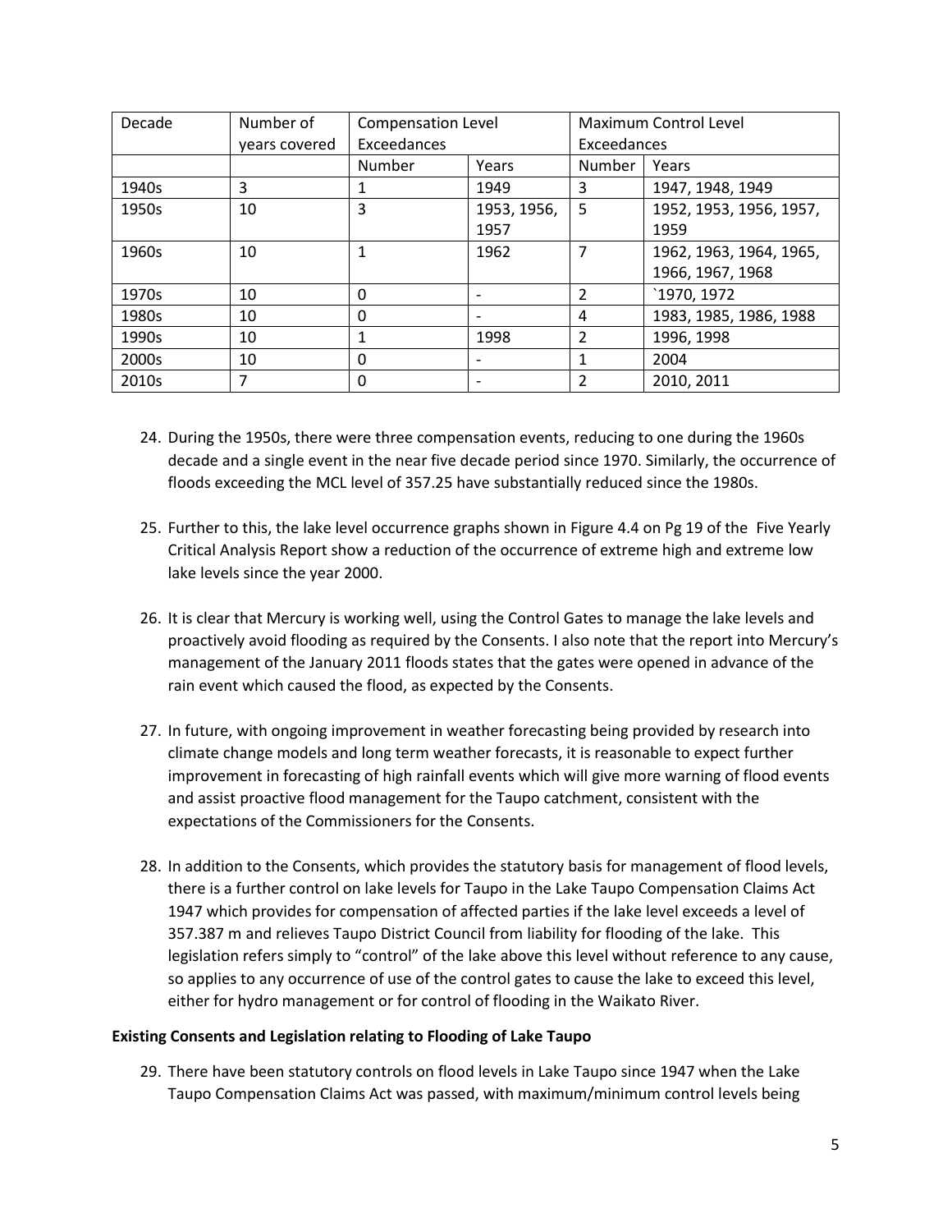| Decade | Number of years covered | Compensation Level Exceedances | | Maximum Control Level Exceedances | |
|---|---|---|---|---|---|
| | | Number | Years | Number | Years |
| 1940s | 3 | 1 | 1949 | 3 | 1947, 1948, 1949 |
| 1950s | 10 | 3 | 1953, 1956, 1957 | 5 | 1952, 1953, 1956, 1957, 1959 |
| 1960s | 10 | 1 | 1962 | 7 | 1962, 1963, 1964, 1965, 1966, 1967, 1968 |
| 1970s | 10 | 0 | - | 2 | `1970, 1972 |
| 1980s | 10 | 0 | - | 4 | 1983, 1985, 1986, 1988 |
| 1990s | 10 | 1 | 1998 | 2 | 1996, 1998 |
| 2000s | 10 | 0 | - | 1 | 2004 |
| 2010s | 7 | 0 | - | 2 | 2010, 2011 |

24. During the 1950s, there were three compensation events, reducing to one during the 1960s decade and a single event in the near five decade period since 1970. Similarly, the occurrence of floods exceeding the MCL level of 357.25 have substantially reduced since the 1980s.

25. Further to this, the lake level occurrence graphs shown in Figure 4.4 on Pg 19 of the Five Yearly Critical Analysis Report show a reduction of the occurrence of extreme high and extreme low lake levels since the year 2000.

26. It is clear that Mercury is working well, using the Control Gates to manage the lake levels and proactively avoid flooding as required by the Consents. I also note that the report into Mercury's management of the January 2011 floods states that the gates were opened in advance of the rain event which caused the flood, as expected by the Consents.

27. In future, with ongoing improvement in weather forecasting being provided by research into climate change models and long term weather forecasts, it is reasonable to expect further improvement in forecasting of high rainfall events which will give more warning of flood events and assist proactive flood management for the Taupo catchment, consistent with the expectations of the Commissioners for the Consents.

28. In addition to the Consents, which provides the statutory basis for management of flood levels, there is a further control on lake levels for Taupo in the Lake Taupo Compensation Claims Act 1947 which provides for compensation of affected parties if the lake level exceeds a level of 357.387 m and relieves Taupo District Council from liability for flooding of the lake. This legislation refers simply to "control" of the lake above this level without reference to any cause, so applies to any occurrence of use of the control gates to cause the lake to exceed this level, either for hydro management or for control of flooding in the Waikato River.

**Existing Consents and Legislation relating to Flooding of Lake Taupo**

29. There have been statutory controls on flood levels in Lake Taupo since 1947 when the Lake Taupo Compensation Claims Act was passed, with maximum/minimum control levels being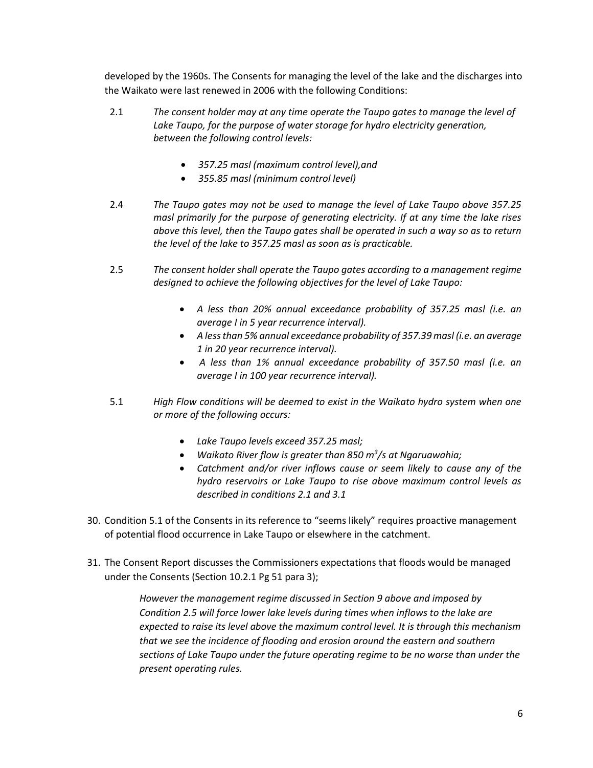developed by the 1960s. The Consents for managing the level of the lake and the discharges into the Waikato were last renewed in 2006 with the following Conditions:

2.1 *The consent holder may at any time operate the Taupo gates to manage the level of Lake Taupo, for the purpose of water storage for hydro electricity generation, between the following control levels:*

- *357.25 masl (maximum control level),and*
- *355.85 masl (minimum control level)*

2.4 *The Taupo gates may not be used to manage the level of Lake Taupo above 357.25 masl primarily for the purpose of generating electricity. If at any time the lake rises above this level, then the Taupo gates shall be operated in such a way so as to return the level of the lake to 357.25 masl as soon as is practicable.*

2.5 *The consent holder shall operate the Taupo gates according to a management regime designed to achieve the following objectives for the level of Lake Taupo:*

- *A less than 20% annual exceedance probability of 357.25 masl (i.e. an average I in 5 year recurrence interval).*
- *A less than 5% annual exceedance probability of 357.39 masl (i.e. an average 1 in 20 year recurrence interval).*
- *A less than 1% annual exceedance probability of 357.50 masl (i.e. an average I in 100 year recurrence interval).*

5.1 *High Flow conditions will be deemed to exist in the Waikato hydro system when one or more of the following occurs:*

- *Lake Taupo levels exceed 357.25 masl;*
- *Waikato River flow is greater than 850 $m^3/s$ at Ngaruawahia;*
- *Catchment and/or river inflows cause or seem likely to cause any of the hydro reservoirs or Lake Taupo to rise above maximum control levels as described in conditions 2.1 and 3.1*

30. Condition 5.1 of the Consents in its reference to "seems likely" requires proactive management of potential flood occurrence in Lake Taupo or elsewhere in the catchment.

31. The Consent Report discusses the Commissioners expectations that floods would be managed under the Consents (Section 10.2.1 Pg 51 para 3);

> *However the management regime discussed in Section 9 above and imposed by Condition 2.5 will force lower lake levels during times when inflows to the lake are expected to raise its level above the maximum control level. It is through this mechanism that we see the incidence of flooding and erosion around the eastern and southern sections of Lake Taupo under the future operating regime to be no worse than under the present operating rules.*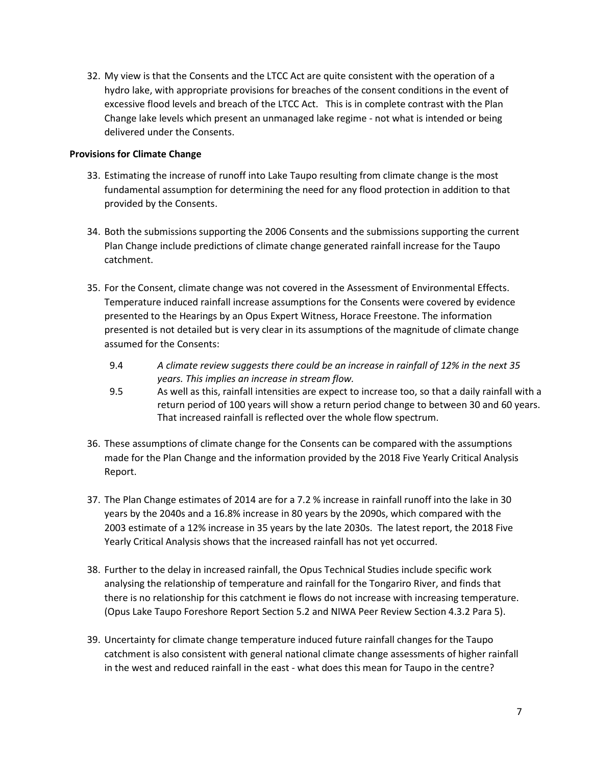32. My view is that the Consents and the LTCC Act are quite consistent with the operation of a hydro lake, with appropriate provisions for breaches of the consent conditions in the event of excessive flood levels and breach of the LTCC Act. This is in complete contrast with the Plan Change lake levels which present an unmanaged lake regime - not what is intended or being delivered under the Consents.

**Provisions for Climate Change**

33. Estimating the increase of runoff into Lake Taupo resulting from climate change is the most fundamental assumption for determining the need for any flood protection in addition to that provided by the Consents.

34. Both the submissions supporting the 2006 Consents and the submissions supporting the current Plan Change include predictions of climate change generated rainfall increase for the Taupo catchment.

35. For the Consent, climate change was not covered in the Assessment of Environmental Effects. Temperature induced rainfall increase assumptions for the Consents were covered by evidence presented to the Hearings by an Opus Expert Witness, Horace Freestone. The information presented is not detailed but is very clear in its assumptions of the magnitude of climate change assumed for the Consents:

    9.4 *A climate review suggests there could be an increase in rainfall of 12% in the next 35 years. This implies an increase in stream flow.*

    9.5 As well as this, rainfall intensities are expect to increase too, so that a daily rainfall with a return period of 100 years will show a return period change to between 30 and 60 years. That increased rainfall is reflected over the whole flow spectrum.

36. These assumptions of climate change for the Consents can be compared with the assumptions made for the Plan Change and the information provided by the 2018 Five Yearly Critical Analysis Report.

37. The Plan Change estimates of 2014 are for a 7.2 % increase in rainfall runoff into the lake in 30 years by the 2040s and a 16.8% increase in 80 years by the 2090s, which compared with the 2003 estimate of a 12% increase in 35 years by the late 2030s. The latest report, the 2018 Five Yearly Critical Analysis shows that the increased rainfall has not yet occurred.

38. Further to the delay in increased rainfall, the Opus Technical Studies include specific work analysing the relationship of temperature and rainfall for the Tongariro River, and finds that there is no relationship for this catchment ie flows do not increase with increasing temperature. (Opus Lake Taupo Foreshore Report Section 5.2 and NIWA Peer Review Section 4.3.2 Para 5).

39. Uncertainty for climate change temperature induced future rainfall changes for the Taupo catchment is also consistent with general national climate change assessments of higher rainfall in the west and reduced rainfall in the east - what does this mean for Taupo in the centre?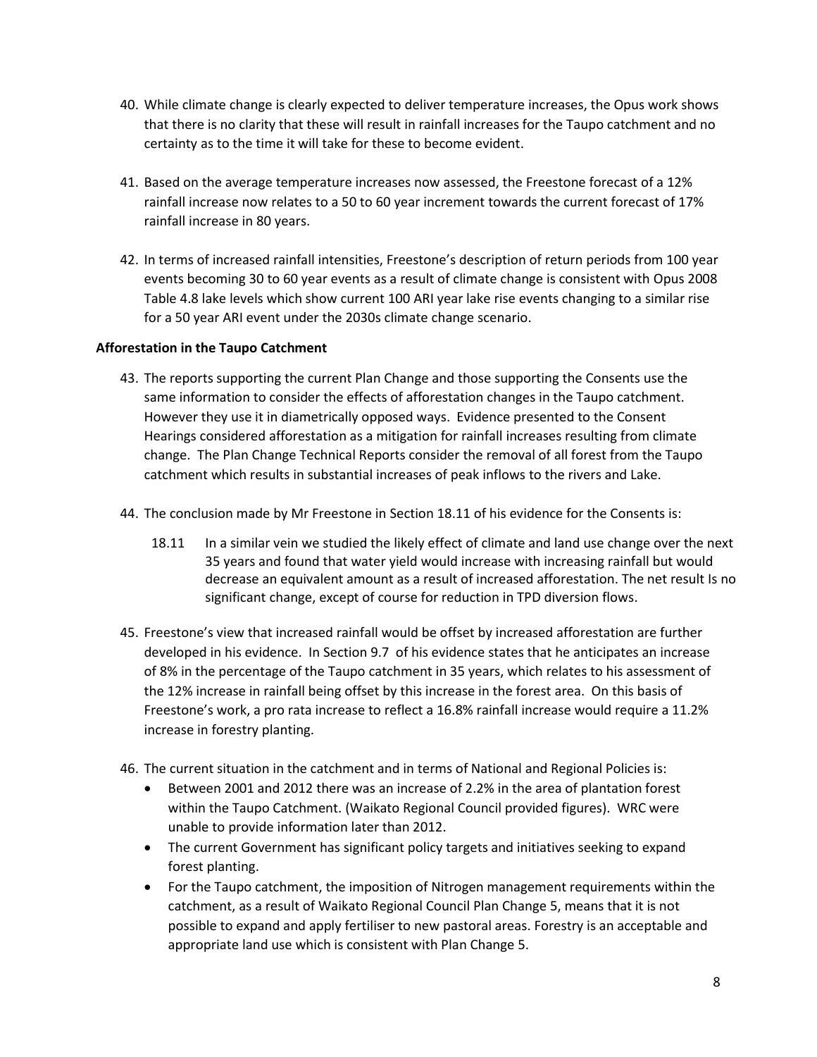40. While climate change is clearly expected to deliver temperature increases, the Opus work shows that there is no clarity that these will result in rainfall increases for the Taupo catchment and no certainty as to the time it will take for these to become evident.

41. Based on the average temperature increases now assessed, the Freestone forecast of a 12% rainfall increase now relates to a 50 to 60 year increment towards the current forecast of 17% rainfall increase in 80 years.

42. In terms of increased rainfall intensities, Freestone's description of return periods from 100 year events becoming 30 to 60 year events as a result of climate change is consistent with Opus 2008 Table 4.8 lake levels which show current 100 ARI year lake rise events changing to a similar rise for a 50 year ARI event under the 2030s climate change scenario.

**Afforestation in the Taupo Catchment**

43. The reports supporting the current Plan Change and those supporting the Consents use the same information to consider the effects of afforestation changes in the Taupo catchment. However they use it in diametrically opposed ways. Evidence presented to the Consent Hearings considered afforestation as a mitigation for rainfall increases resulting from climate change. The Plan Change Technical Reports consider the removal of all forest from the Taupo catchment which results in substantial increases of peak inflows to the rivers and Lake.

44. The conclusion made by Mr Freestone in Section 18.11 of his evidence for the Consents is:

    18.11 In a similar vein we studied the likely effect of climate and land use change over the next 35 years and found that water yield would increase with increasing rainfall but would decrease an equivalent amount as a result of increased afforestation. The net result Is no significant change, except of course for reduction in TPD diversion flows.

45. Freestone's view that increased rainfall would be offset by increased afforestation are further developed in his evidence. In Section 9.7 of his evidence states that he anticipates an increase of 8% in the percentage of the Taupo catchment in 35 years, which relates to his assessment of the 12% increase in rainfall being offset by this increase in the forest area. On this basis of Freestone's work, a pro rata increase to reflect a 16.8% rainfall increase would require a 11.2% increase in forestry planting.

46. The current situation in the catchment and in terms of National and Regional Policies is:
    - Between 2001 and 2012 there was an increase of 2.2% in the area of plantation forest within the Taupo Catchment. (Waikato Regional Council provided figures). WRC were unable to provide information later than 2012.
    - The current Government has significant policy targets and initiatives seeking to expand forest planting.
    - For the Taupo catchment, the imposition of Nitrogen management requirements within the catchment, as a result of Waikato Regional Council Plan Change 5, means that it is not possible to expand and apply fertiliser to new pastoral areas. Forestry is an acceptable and appropriate land use which is consistent with Plan Change 5.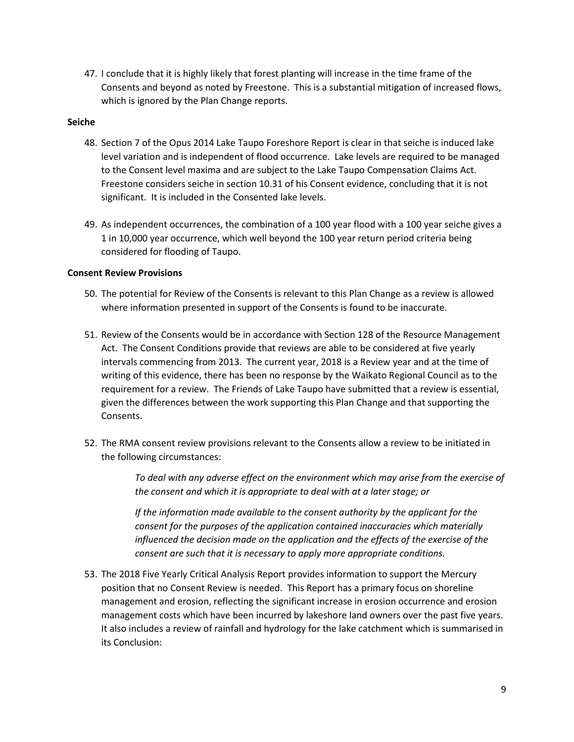47. I conclude that it is highly likely that forest planting will increase in the time frame of the Consents and beyond as noted by Freestone. This is a substantial mitigation of increased flows, which is ignored by the Plan Change reports.

**Seiche**

48. Section 7 of the Opus 2014 Lake Taupo Foreshore Report is clear in that seiche is induced lake level variation and is independent of flood occurrence. Lake levels are required to be managed to the Consent level maxima and are subject to the Lake Taupo Compensation Claims Act. Freestone considers seiche in section 10.31 of his Consent evidence, concluding that it is not significant. It is included in the Consented lake levels.

49. As independent occurrences, the combination of a 100 year flood with a 100 year seiche gives a 1 in 10,000 year occurrence, which well beyond the 100 year return period criteria being considered for flooding of Taupo.

**Consent Review Provisions**

50. The potential for Review of the Consents is relevant to this Plan Change as a review is allowed where information presented in support of the Consents is found to be inaccurate.

51. Review of the Consents would be in accordance with Section 128 of the Resource Management Act. The Consent Conditions provide that reviews are able to be considered at five yearly intervals commencing from 2013. The current year, 2018 is a Review year and at the time of writing of this evidence, there has been no response by the Waikato Regional Council as to the requirement for a review. The Friends of Lake Taupo have submitted that a review is essential, given the differences between the work supporting this Plan Change and that supporting the Consents.

52. The RMA consent review provisions relevant to the Consents allow a review to be initiated in the following circumstances:

    *To deal with any adverse effect on the environment which may arise from the exercise of the consent and which it is appropriate to deal with at a later stage; or*

    *If the information made available to the consent authority by the applicant for the consent for the purposes of the application contained inaccuracies which materially influenced the decision made on the application and the effects of the exercise of the consent are such that it is necessary to apply more appropriate conditions.*

53. The 2018 Five Yearly Critical Analysis Report provides information to support the Mercury position that no Consent Review is needed. This Report has a primary focus on shoreline management and erosion, reflecting the significant increase in erosion occurrence and erosion management costs which have been incurred by lakeshore land owners over the past five years. It also includes a review of rainfall and hydrology for the lake catchment which is summarised in its Conclusion: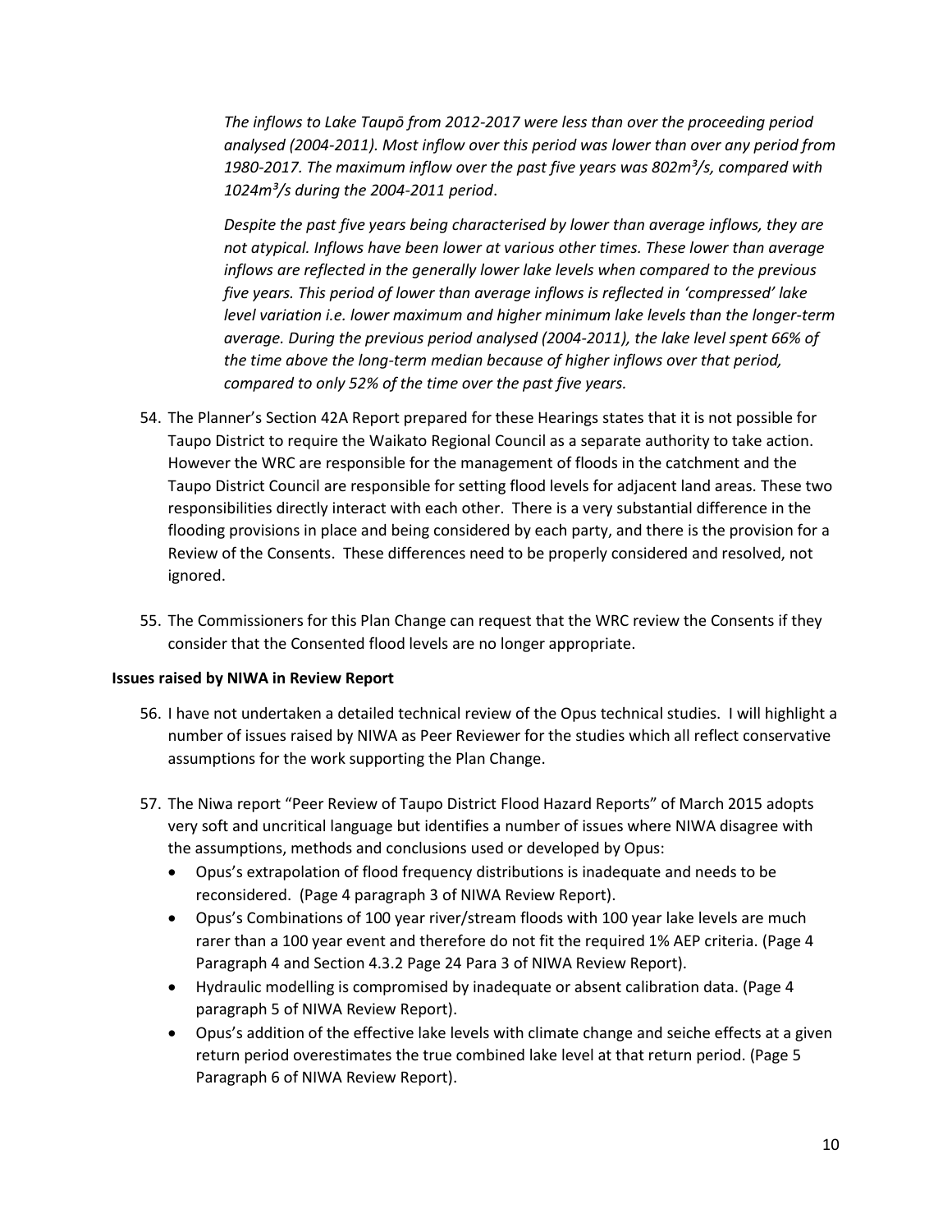*The inflows to Lake Taupō from 2012-2017 were less than over the proceeding period analysed (2004-2011). Most inflow over this period was lower than over any period from 1980-2017. The maximum inflow over the past five years was 802m³/s, compared with 1024m³/s during the 2004-2011 period*.

*Despite the past five years being characterised by lower than average inflows, they are not atypical. Inflows have been lower at various other times. These lower than average inflows are reflected in the generally lower lake levels when compared to the previous five years. This period of lower than average inflows is reflected in 'compressed' lake level variation i.e. lower maximum and higher minimum lake levels than the longer-term average. During the previous period analysed (2004-2011), the lake level spent 66% of the time above the long-term median because of higher inflows over that period, compared to only 52% of the time over the past five years.*

54. The Planner's Section 42A Report prepared for these Hearings states that it is not possible for Taupo District to require the Waikato Regional Council as a separate authority to take action. However the WRC are responsible for the management of floods in the catchment and the Taupo District Council are responsible for setting flood levels for adjacent land areas. These two responsibilities directly interact with each other. There is a very substantial difference in the flooding provisions in place and being considered by each party, and there is the provision for a Review of the Consents. These differences need to be properly considered and resolved, not ignored.

55. The Commissioners for this Plan Change can request that the WRC review the Consents if they consider that the Consented flood levels are no longer appropriate.

**Issues raised by NIWA in Review Report**

56. I have not undertaken a detailed technical review of the Opus technical studies. I will highlight a number of issues raised by NIWA as Peer Reviewer for the studies which all reflect conservative assumptions for the work supporting the Plan Change.

57. The Niwa report "Peer Review of Taupo District Flood Hazard Reports" of March 2015 adopts very soft and uncritical language but identifies a number of issues where NIWA disagree with the assumptions, methods and conclusions used or developed by Opus:
    - Opus's extrapolation of flood frequency distributions is inadequate and needs to be reconsidered. (Page 4 paragraph 3 of NIWA Review Report).
    - Opus's Combinations of 100 year river/stream floods with 100 year lake levels are much rarer than a 100 year event and therefore do not fit the required 1% AEP criteria. (Page 4 Paragraph 4 and Section 4.3.2 Page 24 Para 3 of NIWA Review Report).
    - Hydraulic modelling is compromised by inadequate or absent calibration data. (Page 4 paragraph 5 of NIWA Review Report).
    - Opus's addition of the effective lake levels with climate change and seiche effects at a given return period overestimates the true combined lake level at that return period. (Page 5 Paragraph 6 of NIWA Review Report).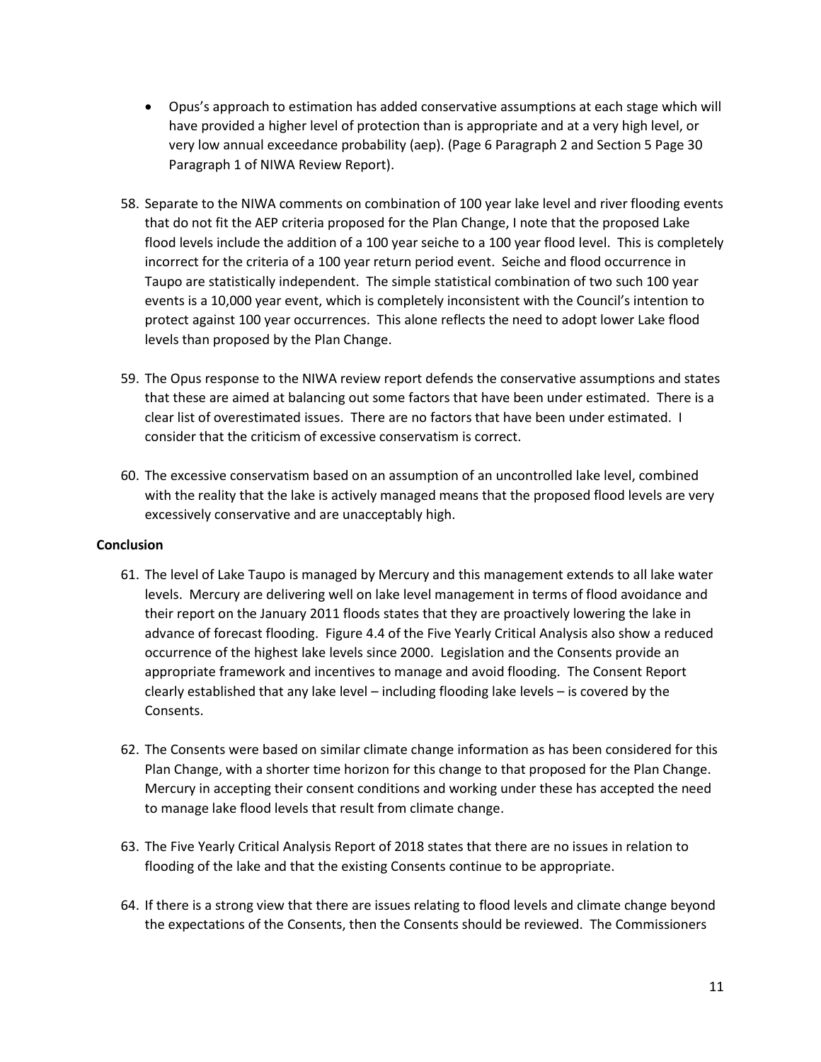- Opus's approach to estimation has added conservative assumptions at each stage which will have provided a higher level of protection than is appropriate and at a very high level, or very low annual exceedance probability (aep). (Page 6 Paragraph 2 and Section 5 Page 30 Paragraph 1 of NIWA Review Report).

58. Separate to the NIWA comments on combination of 100 year lake level and river flooding events that do not fit the AEP criteria proposed for the Plan Change, I note that the proposed Lake flood levels include the addition of a 100 year seiche to a 100 year flood level. This is completely incorrect for the criteria of a 100 year return period event. Seiche and flood occurrence in Taupo are statistically independent. The simple statistical combination of two such 100 year events is a 10,000 year event, which is completely inconsistent with the Council's intention to protect against 100 year occurrences. This alone reflects the need to adopt lower Lake flood levels than proposed by the Plan Change.

59. The Opus response to the NIWA review report defends the conservative assumptions and states that these are aimed at balancing out some factors that have been under estimated. There is a clear list of overestimated issues. There are no factors that have been under estimated. I consider that the criticism of excessive conservatism is correct.

60. The excessive conservatism based on an assumption of an uncontrolled lake level, combined with the reality that the lake is actively managed means that the proposed flood levels are very excessively conservative and are unacceptably high.

**Conclusion**

61. The level of Lake Taupo is managed by Mercury and this management extends to all lake water levels. Mercury are delivering well on lake level management in terms of flood avoidance and their report on the January 2011 floods states that they are proactively lowering the lake in advance of forecast flooding. Figure 4.4 of the Five Yearly Critical Analysis also show a reduced occurrence of the highest lake levels since 2000. Legislation and the Consents provide an appropriate framework and incentives to manage and avoid flooding. The Consent Report clearly established that any lake level – including flooding lake levels – is covered by the Consents.

62. The Consents were based on similar climate change information as has been considered for this Plan Change, with a shorter time horizon for this change to that proposed for the Plan Change. Mercury in accepting their consent conditions and working under these has accepted the need to manage lake flood levels that result from climate change.

63. The Five Yearly Critical Analysis Report of 2018 states that there are no issues in relation to flooding of the lake and that the existing Consents continue to be appropriate.

64. If there is a strong view that there are issues relating to flood levels and climate change beyond the expectations of the Consents, then the Consents should be reviewed. The Commissioners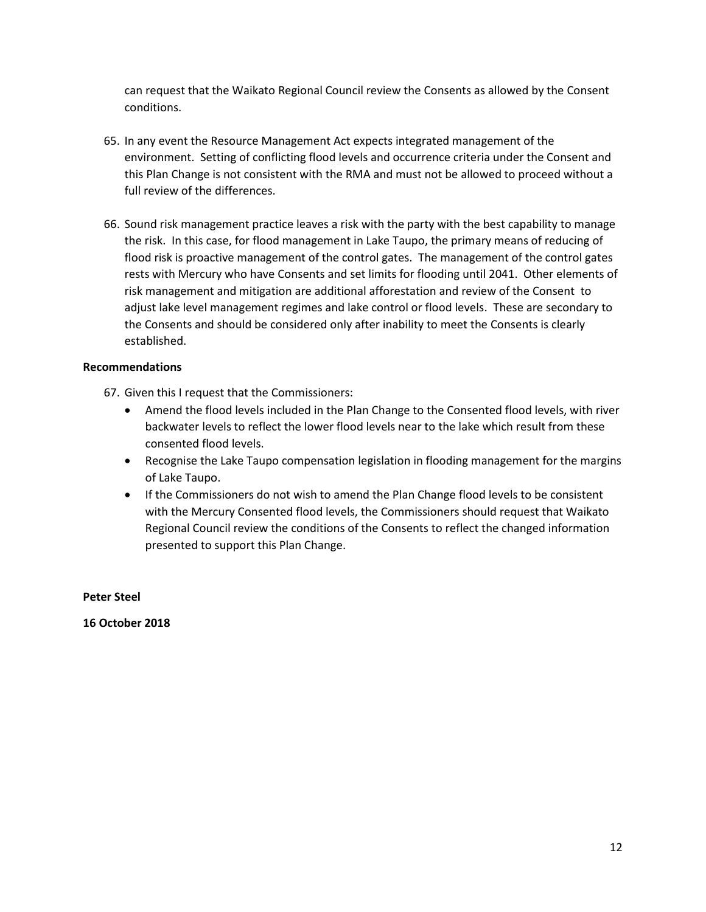can request that the Waikato Regional Council review the Consents as allowed by the Consent conditions.

65. In any event the Resource Management Act expects integrated management of the environment. Setting of conflicting flood levels and occurrence criteria under the Consent and this Plan Change is not consistent with the RMA and must not be allowed to proceed without a full review of the differences.

66. Sound risk management practice leaves a risk with the party with the best capability to manage the risk. In this case, for flood management in Lake Taupo, the primary means of reducing of flood risk is proactive management of the control gates. The management of the control gates rests with Mercury who have Consents and set limits for flooding until 2041. Other elements of risk management and mitigation are additional afforestation and review of the Consent to adjust lake level management regimes and lake control or flood levels. These are secondary to the Consents and should be considered only after inability to meet the Consents is clearly established.

**Recommendations**

67. Given this I request that the Commissioners:
    - Amend the flood levels included in the Plan Change to the Consented flood levels, with river backwater levels to reflect the lower flood levels near to the lake which result from these consented flood levels.
    - Recognise the Lake Taupo compensation legislation in flooding management for the margins of Lake Taupo.
    - If the Commissioners do not wish to amend the Plan Change flood levels to be consistent with the Mercury Consented flood levels, the Commissioners should request that Waikato Regional Council review the conditions of the Consents to reflect the changed information presented to support this Plan Change.

**Peter Steel**

**16 October 2018**